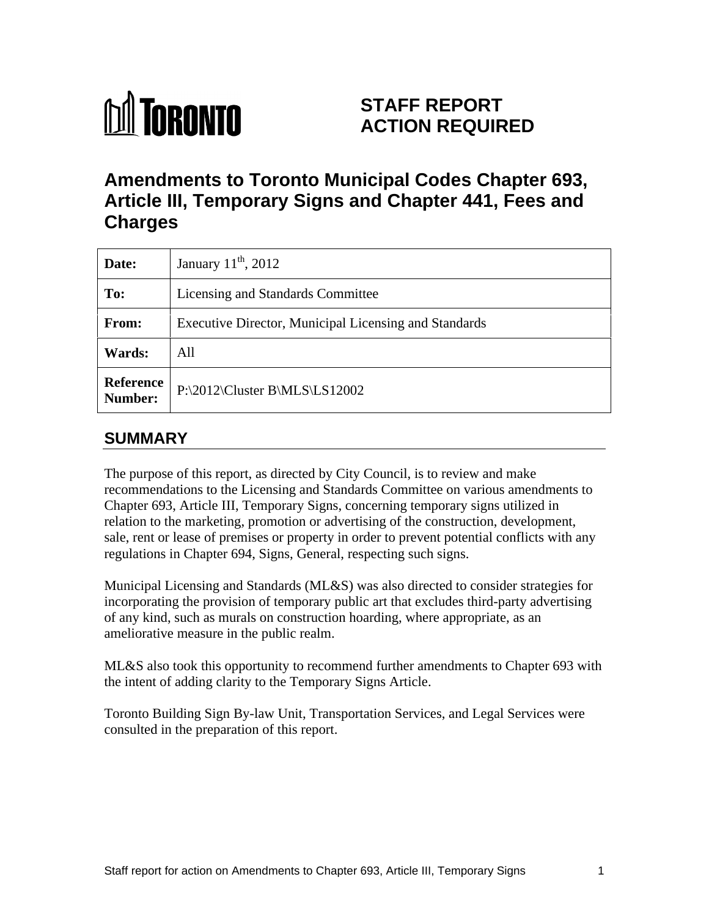# TORONTO

# STAFF REPORT ACTION REQUIRED

## Amendments to Toronto Municipal Codes Chapter 693, Article III, Temporary Signs and Chapter 441, Fees and Charges

| Date: | January 11th, 2012 |
|---|---|
| To: | Licensing and Standards Committee |
| From: | Executive Director, Municipal Licensing and Standards |
| Wards: | All |
| Reference Number: | P:\2012\Cluster B\MLS\LS12002 |

## SUMMARY

The purpose of this report, as directed by City Council, is to review and make recommendations to the Licensing and Standards Committee on various amendments to Chapter 693, Article III, Temporary Signs, concerning temporary signs utilized in relation to the marketing, promotion or advertising of the construction, development, sale, rent or lease of premises or property in order to prevent potential conflicts with any regulations in Chapter 694, Signs, General, respecting such signs.

Municipal Licensing and Standards (ML&S) was also directed to consider strategies for incorporating the provision of temporary public art that excludes third-party advertising of any kind, such as murals on construction hoarding, where appropriate, as an ameliorative measure in the public realm.

ML&S also took this opportunity to recommend further amendments to Chapter 693 with the intent of adding clarity to the Temporary Signs Article.

Toronto Building Sign By-law Unit, Transportation Services, and Legal Services were consulted in the preparation of this report.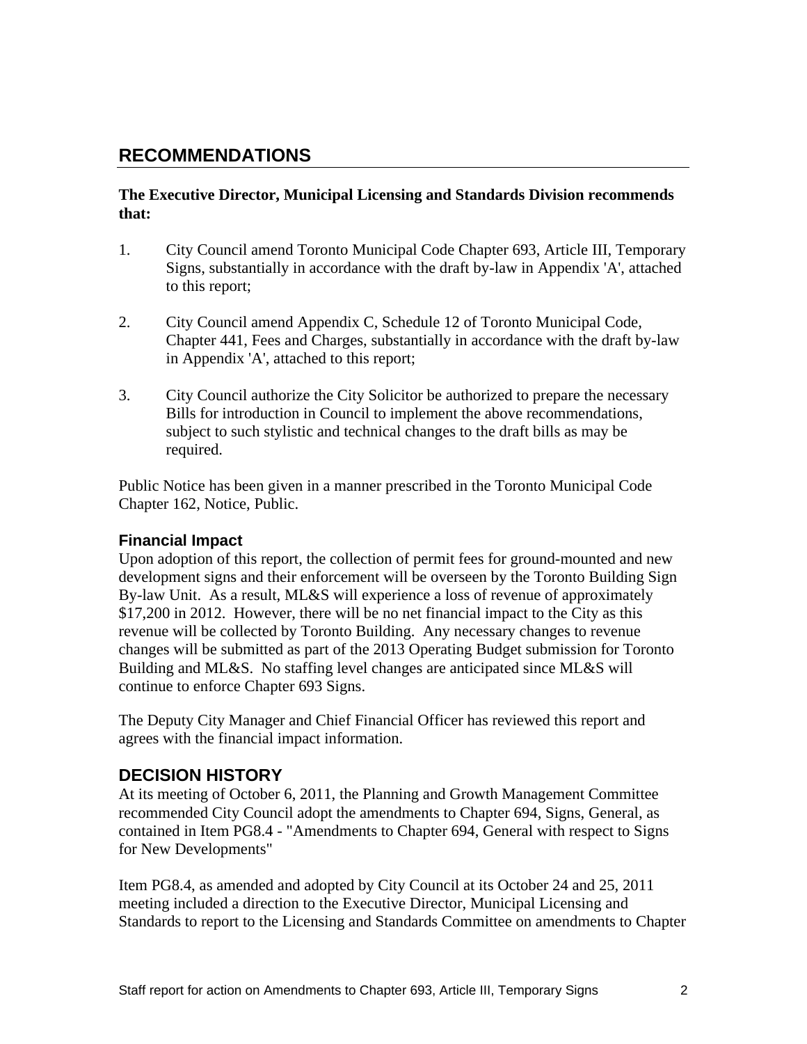## RECOMMENDATIONS

**The Executive Director, Municipal Licensing and Standards Division recommends that:**

1. City Council amend Toronto Municipal Code Chapter 693, Article III, Temporary Signs, substantially in accordance with the draft by-law in Appendix 'A', attached to this report;

2. City Council amend Appendix C, Schedule 12 of Toronto Municipal Code, Chapter 441, Fees and Charges, substantially in accordance with the draft by-law in Appendix 'A', attached to this report;

3. City Council authorize the City Solicitor be authorized to prepare the necessary Bills for introduction in Council to implement the above recommendations, subject to such stylistic and technical changes to the draft bills as may be required.

Public Notice has been given in a manner prescribed in the Toronto Municipal Code Chapter 162, Notice, Public.

### Financial Impact

Upon adoption of this report, the collection of permit fees for ground-mounted and new development signs and their enforcement will be overseen by the Toronto Building Sign By-law Unit. As a result, ML&S will experience a loss of revenue of approximately $17,200 in 2012. However, there will be no net financial impact to the City as this revenue will be collected by Toronto Building. Any necessary changes to revenue changes will be submitted as part of the 2013 Operating Budget submission for Toronto Building and ML&S. No staffing level changes are anticipated since ML&S will continue to enforce Chapter 693 Signs.

The Deputy City Manager and Chief Financial Officer has reviewed this report and agrees with the financial impact information.

## DECISION HISTORY

At its meeting of October 6, 2011, the Planning and Growth Management Committee recommended City Council adopt the amendments to Chapter 694, Signs, General, as contained in Item PG8.4 - "Amendments to Chapter 694, General with respect to Signs for New Developments"

Item PG8.4, as amended and adopted by City Council at its October 24 and 25, 2011 meeting included a direction to the Executive Director, Municipal Licensing and Standards to report to the Licensing and Standards Committee on amendments to Chapter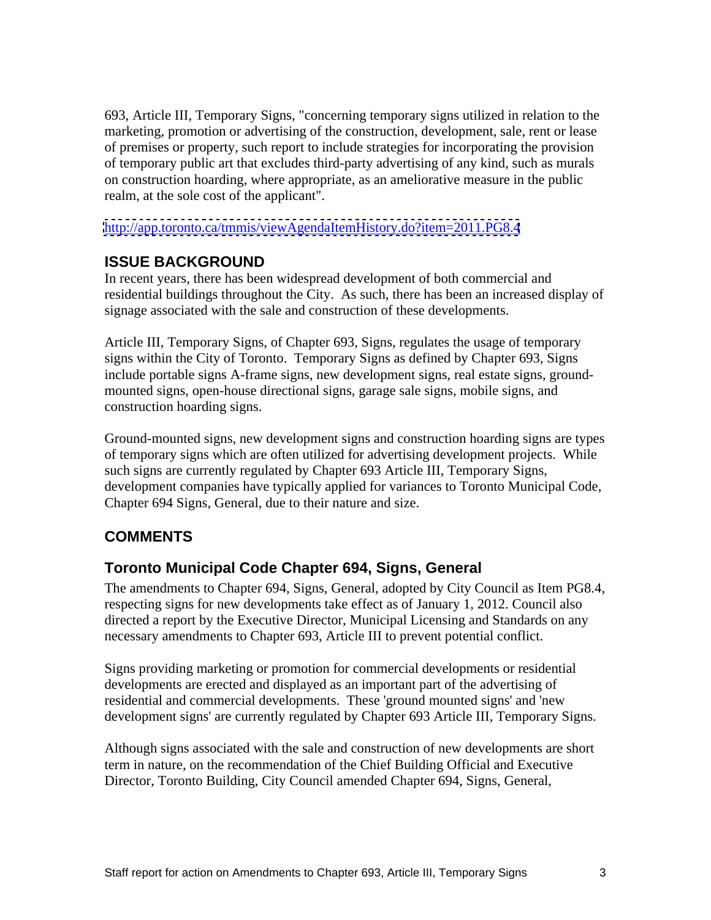693, Article III, Temporary Signs, "concerning temporary signs utilized in relation to the marketing, promotion or advertising of the construction, development, sale, rent or lease of premises or property, such report to include strategies for incorporating the provision of temporary public art that excludes third-party advertising of any kind, such as murals on construction hoarding, where appropriate, as an ameliorative measure in the public realm, at the sole cost of the applicant".

http://app.toronto.ca/tmmis/viewAgendaItemHistory.do?item=2011.PG8.4

## ISSUE BACKGROUND

In recent years, there has been widespread development of both commercial and residential buildings throughout the City. As such, there has been an increased display of signage associated with the sale and construction of these developments.

Article III, Temporary Signs, of Chapter 693, Signs, regulates the usage of temporary signs within the City of Toronto. Temporary Signs as defined by Chapter 693, Signs include portable signs A-frame signs, new development signs, real estate signs, ground-mounted signs, open-house directional signs, garage sale signs, mobile signs, and construction hoarding signs.

Ground-mounted signs, new development signs and construction hoarding signs are types of temporary signs which are often utilized for advertising development projects. While such signs are currently regulated by Chapter 693 Article III, Temporary Signs, development companies have typically applied for variances to Toronto Municipal Code, Chapter 694 Signs, General, due to their nature and size.

## COMMENTS

### Toronto Municipal Code Chapter 694, Signs, General

The amendments to Chapter 694, Signs, General, adopted by City Council as Item PG8.4, respecting signs for new developments take effect as of January 1, 2012. Council also directed a report by the Executive Director, Municipal Licensing and Standards on any necessary amendments to Chapter 693, Article III to prevent potential conflict.

Signs providing marketing or promotion for commercial developments or residential developments are erected and displayed as an important part of the advertising of residential and commercial developments. These 'ground mounted signs' and 'new development signs' are currently regulated by Chapter 693 Article III, Temporary Signs.

Although signs associated with the sale and construction of new developments are short term in nature, on the recommendation of the Chief Building Official and Executive Director, Toronto Building, City Council amended Chapter 694, Signs, General,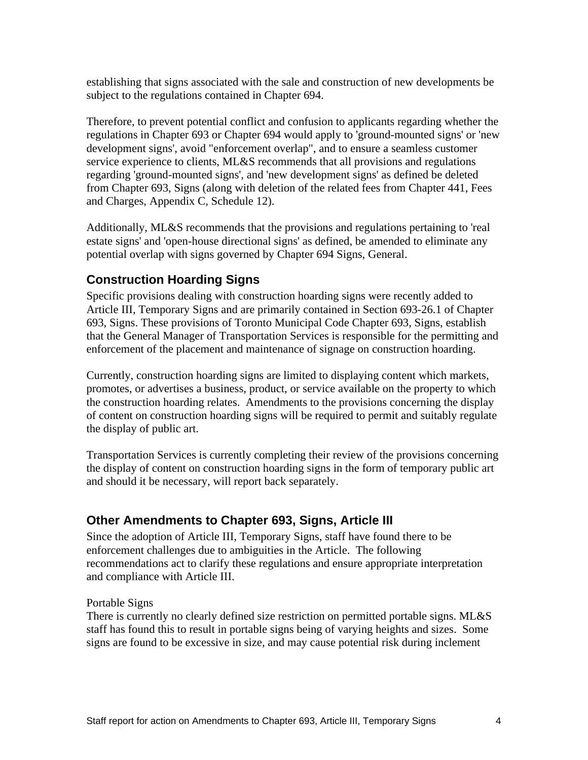establishing that signs associated with the sale and construction of new developments be subject to the regulations contained in Chapter 694.

Therefore, to prevent potential conflict and confusion to applicants regarding whether the regulations in Chapter 693 or Chapter 694 would apply to 'ground-mounted signs' or 'new development signs', avoid "enforcement overlap", and to ensure a seamless customer service experience to clients, ML&S recommends that all provisions and regulations regarding 'ground-mounted signs', and 'new development signs' as defined be deleted from Chapter 693, Signs (along with deletion of the related fees from Chapter 441, Fees and Charges, Appendix C, Schedule 12).

Additionally, ML&S recommends that the provisions and regulations pertaining to 'real estate signs' and 'open-house directional signs' as defined, be amended to eliminate any potential overlap with signs governed by Chapter 694 Signs, General.

## Construction Hoarding Signs

Specific provisions dealing with construction hoarding signs were recently added to Article III, Temporary Signs and are primarily contained in Section 693-26.1 of Chapter 693, Signs. These provisions of Toronto Municipal Code Chapter 693, Signs, establish that the General Manager of Transportation Services is responsible for the permitting and enforcement of the placement and maintenance of signage on construction hoarding.

Currently, construction hoarding signs are limited to displaying content which markets, promotes, or advertises a business, product, or service available on the property to which the construction hoarding relates. Amendments to the provisions concerning the display of content on construction hoarding signs will be required to permit and suitably regulate the display of public art.

Transportation Services is currently completing their review of the provisions concerning the display of content on construction hoarding signs in the form of temporary public art and should it be necessary, will report back separately.

## Other Amendments to Chapter 693, Signs, Article III

Since the adoption of Article III, Temporary Signs, staff have found there to be enforcement challenges due to ambiguities in the Article. The following recommendations act to clarify these regulations and ensure appropriate interpretation and compliance with Article III.

Portable Signs

There is currently no clearly defined size restriction on permitted portable signs. ML&S staff has found this to result in portable signs being of varying heights and sizes. Some signs are found to be excessive in size, and may cause potential risk during inclement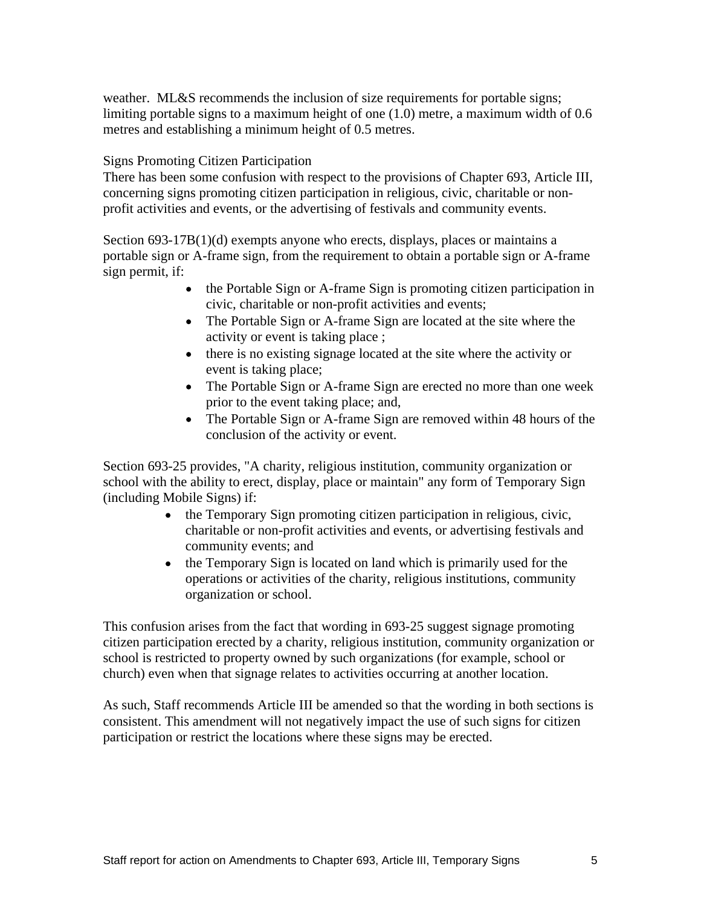weather. ML&S recommends the inclusion of size requirements for portable signs; limiting portable signs to a maximum height of one (1.0) metre, a maximum width of 0.6 metres and establishing a minimum height of 0.5 metres.

Signs Promoting Citizen Participation

There has been some confusion with respect to the provisions of Chapter 693, Article III, concerning signs promoting citizen participation in religious, civic, charitable or non-profit activities and events, or the advertising of festivals and community events.

Section 693-17B(1)(d) exempts anyone who erects, displays, places or maintains a portable sign or A-frame sign, from the requirement to obtain a portable sign or A-frame sign permit, if:

- the Portable Sign or A-frame Sign is promoting citizen participation in civic, charitable or non-profit activities and events;
- The Portable Sign or A-frame Sign are located at the site where the activity or event is taking place ;
- there is no existing signage located at the site where the activity or event is taking place;
- The Portable Sign or A-frame Sign are erected no more than one week prior to the event taking place; and,
- The Portable Sign or A-frame Sign are removed within 48 hours of the conclusion of the activity or event.

Section 693-25 provides, "A charity, religious institution, community organization or school with the ability to erect, display, place or maintain" any form of Temporary Sign (including Mobile Signs) if:

- the Temporary Sign promoting citizen participation in religious, civic, charitable or non-profit activities and events, or advertising festivals and community events; and
- the Temporary Sign is located on land which is primarily used for the operations or activities of the charity, religious institutions, community organization or school.

This confusion arises from the fact that wording in 693-25 suggest signage promoting citizen participation erected by a charity, religious institution, community organization or school is restricted to property owned by such organizations (for example, school or church) even when that signage relates to activities occurring at another location.

As such, Staff recommends Article III be amended so that the wording in both sections is consistent. This amendment will not negatively impact the use of such signs for citizen participation or restrict the locations where these signs may be erected.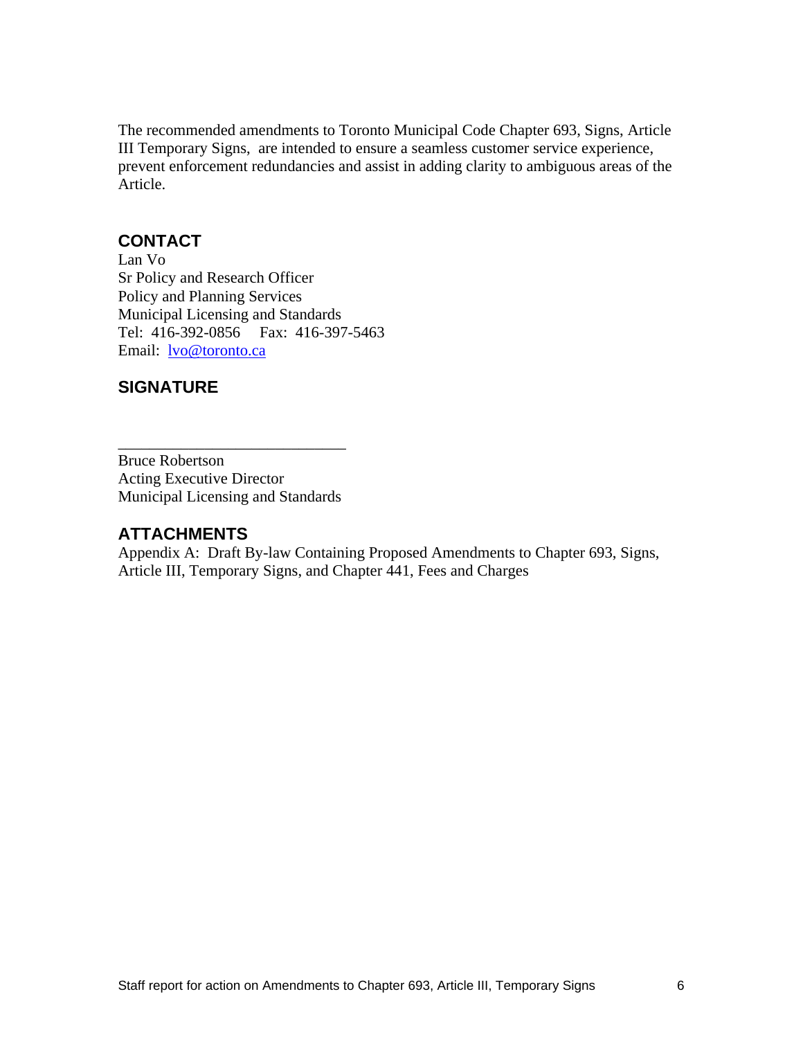The recommended amendments to Toronto Municipal Code Chapter 693, Signs, Article III Temporary Signs, are intended to ensure a seamless customer service experience, prevent enforcement redundancies and assist in adding clarity to ambiguous areas of the Article.

## CONTACT

Lan Vo
Sr Policy and Research Officer
Policy and Planning Services
Municipal Licensing and Standards
Tel: 416-392-0856 Fax: 416-397-5463
Email: lvo@toronto.ca

## SIGNATURE

_______________________________

Bruce Robertson
Acting Executive Director
Municipal Licensing and Standards

## ATTACHMENTS

Appendix A: Draft By-law Containing Proposed Amendments to Chapter 693, Signs, Article III, Temporary Signs, and Chapter 441, Fees and Charges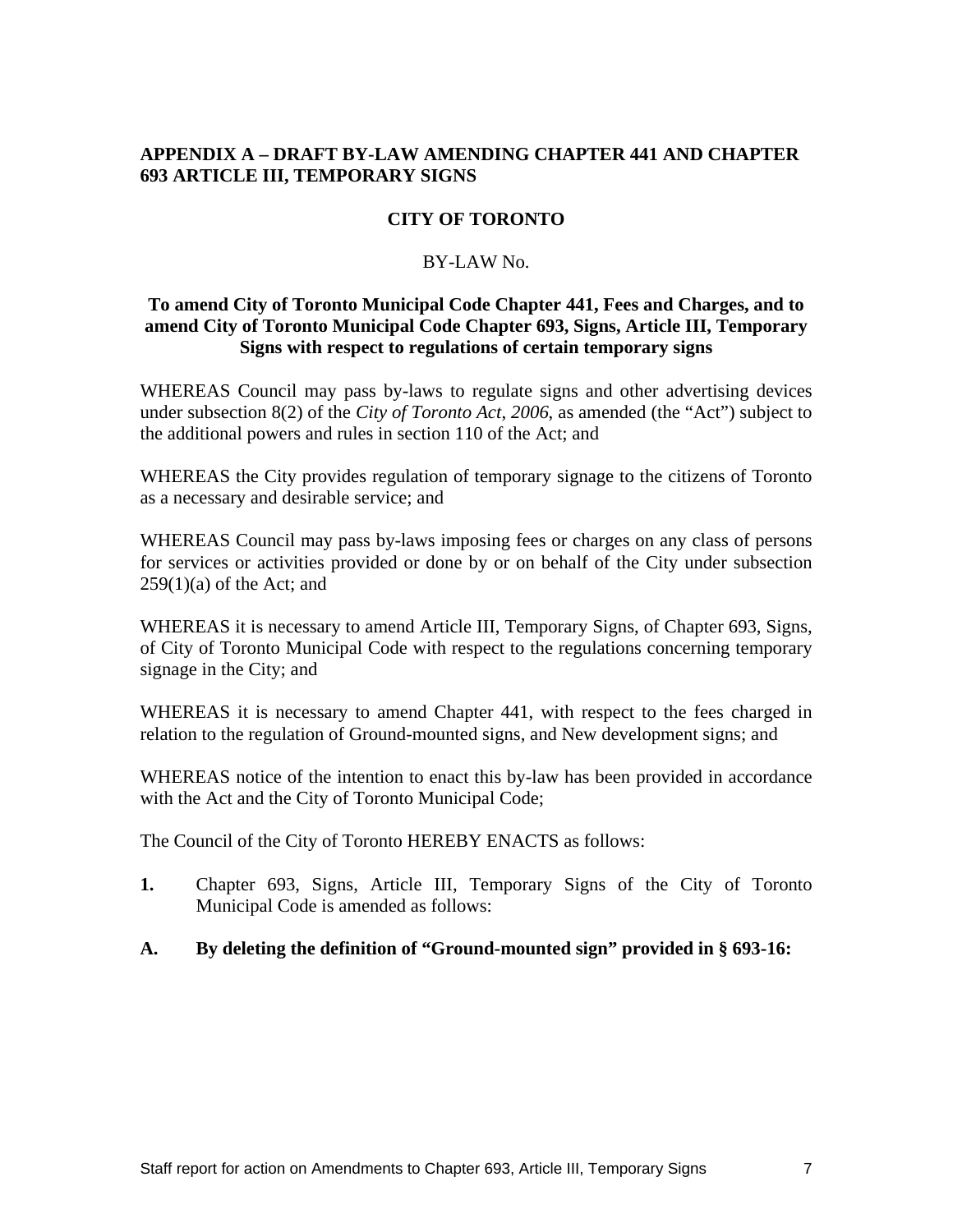**APPENDIX A – DRAFT BY-LAW AMENDING CHAPTER 441 AND CHAPTER 693 ARTICLE III, TEMPORARY SIGNS**

**CITY OF TORONTO**

BY-LAW No.

**To amend City of Toronto Municipal Code Chapter 441, Fees and Charges, and to amend City of Toronto Municipal Code Chapter 693, Signs, Article III, Temporary Signs with respect to regulations of certain temporary signs**

WHEREAS Council may pass by-laws to regulate signs and other advertising devices under subsection 8(2) of the *City of Toronto Act*, *2006*, as amended (the "Act") subject to the additional powers and rules in section 110 of the Act; and

WHEREAS the City provides regulation of temporary signage to the citizens of Toronto as a necessary and desirable service; and

WHEREAS Council may pass by-laws imposing fees or charges on any class of persons for services or activities provided or done by or on behalf of the City under subsection 259(1)(a) of the Act; and

WHEREAS it is necessary to amend Article III, Temporary Signs, of Chapter 693, Signs, of City of Toronto Municipal Code with respect to the regulations concerning temporary signage in the City; and

WHEREAS it is necessary to amend Chapter 441, with respect to the fees charged in relation to the regulation of Ground-mounted signs, and New development signs; and

WHEREAS notice of the intention to enact this by-law has been provided in accordance with the Act and the City of Toronto Municipal Code;

The Council of the City of Toronto HEREBY ENACTS as follows:

**1.** Chapter 693, Signs, Article III, Temporary Signs of the City of Toronto Municipal Code is amended as follows:

**A. By deleting the definition of "Ground-mounted sign" provided in § 693-16:**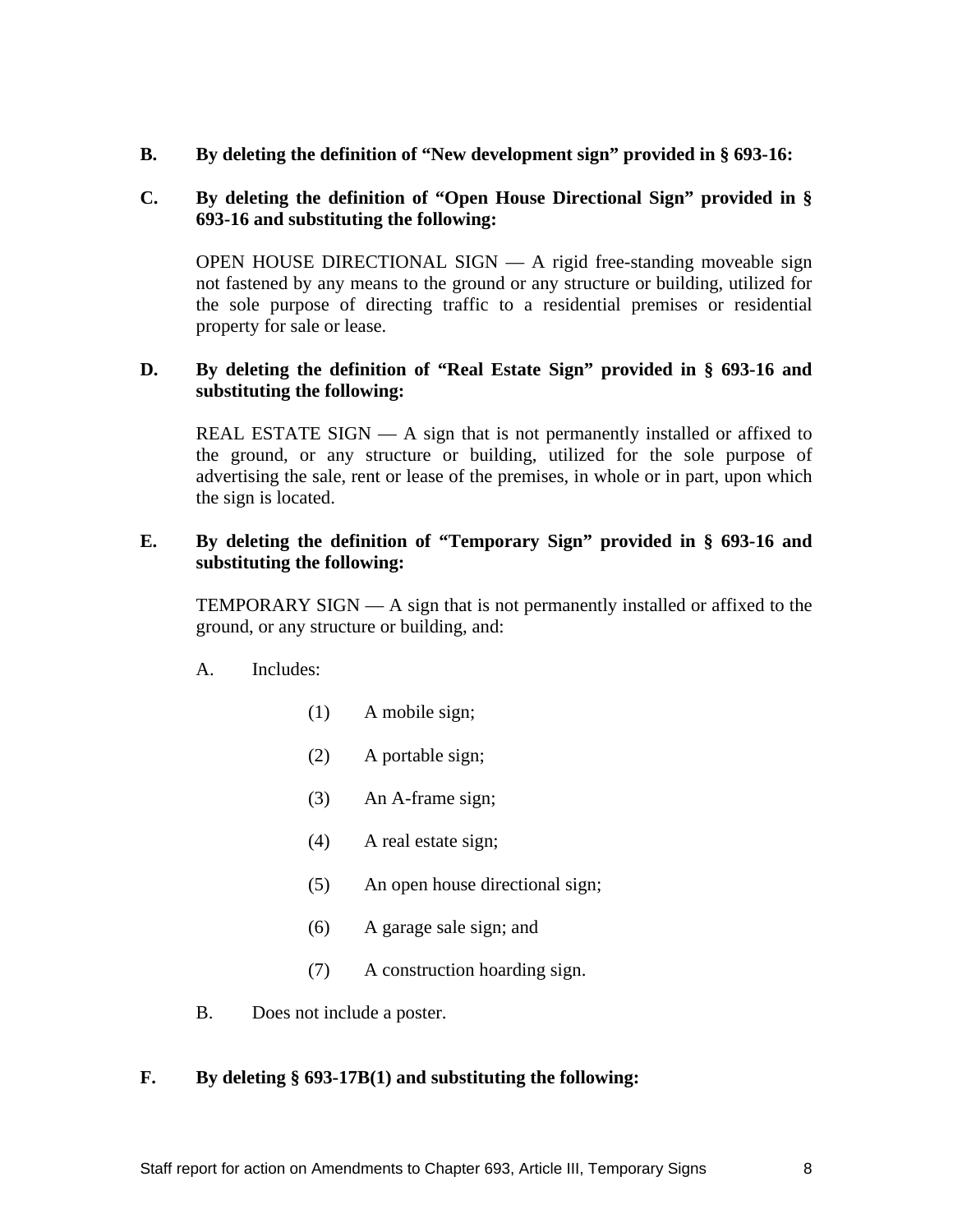**B. By deleting the definition of "New development sign" provided in § 693-16:**

**C. By deleting the definition of "Open House Directional Sign" provided in § 693-16 and substituting the following:**

OPEN HOUSE DIRECTIONAL SIGN — A rigid free-standing moveable sign not fastened by any means to the ground or any structure or building, utilized for the sole purpose of directing traffic to a residential premises or residential property for sale or lease.

**D. By deleting the definition of "Real Estate Sign" provided in § 693-16 and substituting the following:**

REAL ESTATE SIGN — A sign that is not permanently installed or affixed to the ground, or any structure or building, utilized for the sole purpose of advertising the sale, rent or lease of the premises, in whole or in part, upon which the sign is located.

**E. By deleting the definition of "Temporary Sign" provided in § 693-16 and substituting the following:**

TEMPORARY SIGN — A sign that is not permanently installed or affixed to the ground, or any structure or building, and:

A. Includes:

(1) A mobile sign;

(2) A portable sign;

(3) An A-frame sign;

(4) A real estate sign;

(5) An open house directional sign;

(6) A garage sale sign; and

(7) A construction hoarding sign.

B. Does not include a poster.

**F. By deleting § 693-17B(1) and substituting the following:**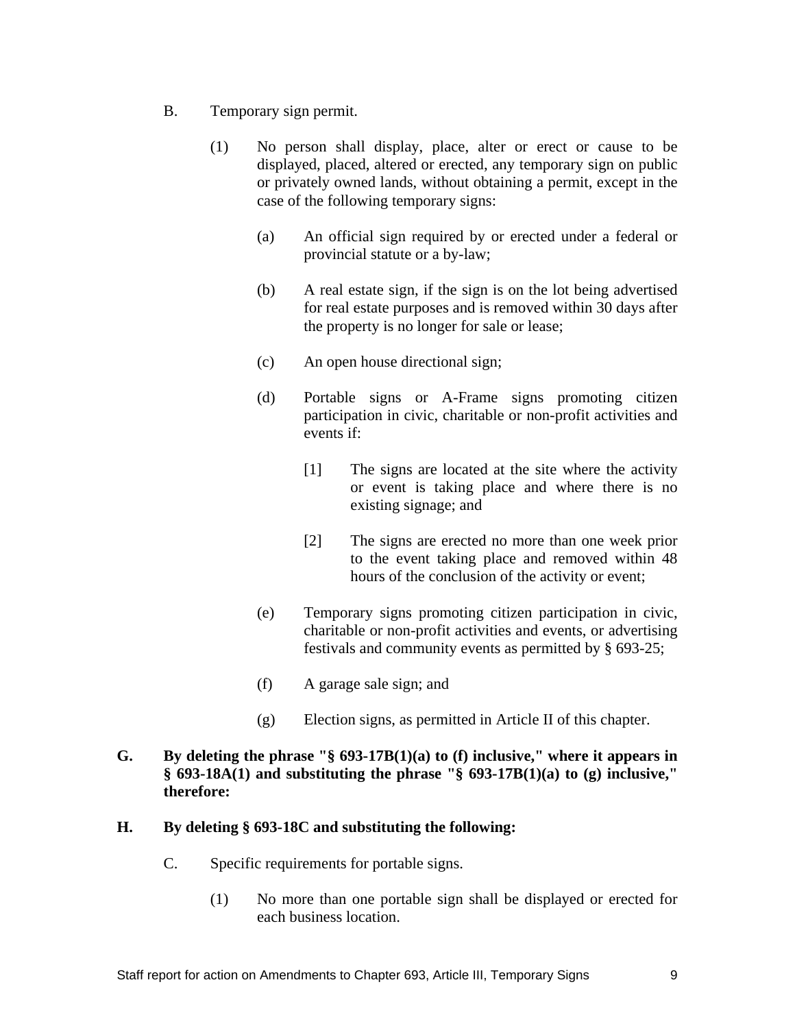B. Temporary sign permit.

(1) No person shall display, place, alter or erect or cause to be displayed, placed, altered or erected, any temporary sign on public or privately owned lands, without obtaining a permit, except in the case of the following temporary signs:

(a) An official sign required by or erected under a federal or provincial statute or a by-law;

(b) A real estate sign, if the sign is on the lot being advertised for real estate purposes and is removed within 30 days after the property is no longer for sale or lease;

(c) An open house directional sign;

(d) Portable signs or A-Frame signs promoting citizen participation in civic, charitable or non-profit activities and events if:

[1] The signs are located at the site where the activity or event is taking place and where there is no existing signage; and

[2] The signs are erected no more than one week prior to the event taking place and removed within 48 hours of the conclusion of the activity or event;

(e) Temporary signs promoting citizen participation in civic, charitable or non-profit activities and events, or advertising festivals and community events as permitted by § 693-25;

(f) A garage sale sign; and

(g) Election signs, as permitted in Article II of this chapter.

**G. By deleting the phrase "§ 693-17B(1)(a) to (f) inclusive," where it appears in § 693-18A(1) and substituting the phrase "§ 693-17B(1)(a) to (g) inclusive," therefore:**

**H. By deleting § 693-18C and substituting the following:**

C. Specific requirements for portable signs.

(1) No more than one portable sign shall be displayed or erected for each business location.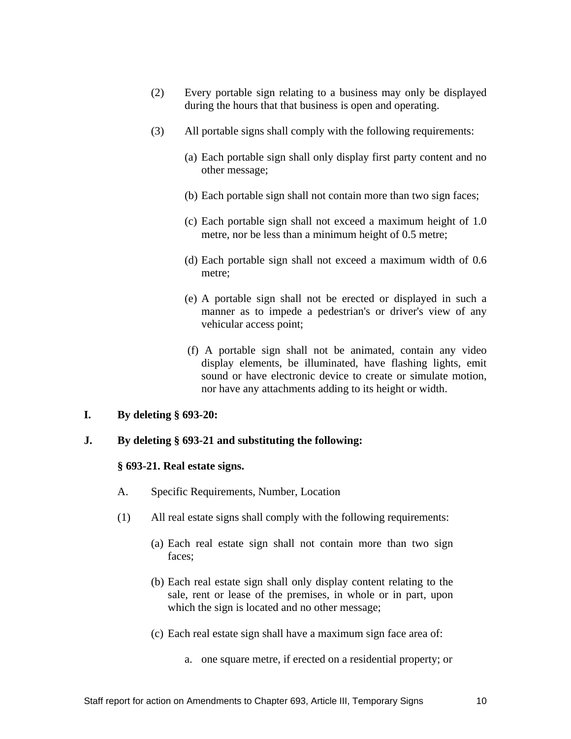(2) Every portable sign relating to a business may only be displayed during the hours that that business is open and operating.

(3) All portable signs shall comply with the following requirements:

(a) Each portable sign shall only display first party content and no other message;

(b) Each portable sign shall not contain more than two sign faces;

(c) Each portable sign shall not exceed a maximum height of 1.0 metre, nor be less than a minimum height of 0.5 metre;

(d) Each portable sign shall not exceed a maximum width of 0.6 metre;

(e) A portable sign shall not be erected or displayed in such a manner as to impede a pedestrian's or driver's view of any vehicular access point;

(f) A portable sign shall not be animated, contain any video display elements, be illuminated, have flashing lights, emit sound or have electronic device to create or simulate motion, nor have any attachments adding to its height or width.

**I. By deleting § 693-20:**

**J. By deleting § 693-21 and substituting the following:**

**§ 693-21. Real estate signs.**

A. Specific Requirements, Number, Location

(1) All real estate signs shall comply with the following requirements:

(a) Each real estate sign shall not contain more than two sign faces;

(b) Each real estate sign shall only display content relating to the sale, rent or lease of the premises, in whole or in part, upon which the sign is located and no other message;

(c) Each real estate sign shall have a maximum sign face area of:

a. one square metre, if erected on a residential property; or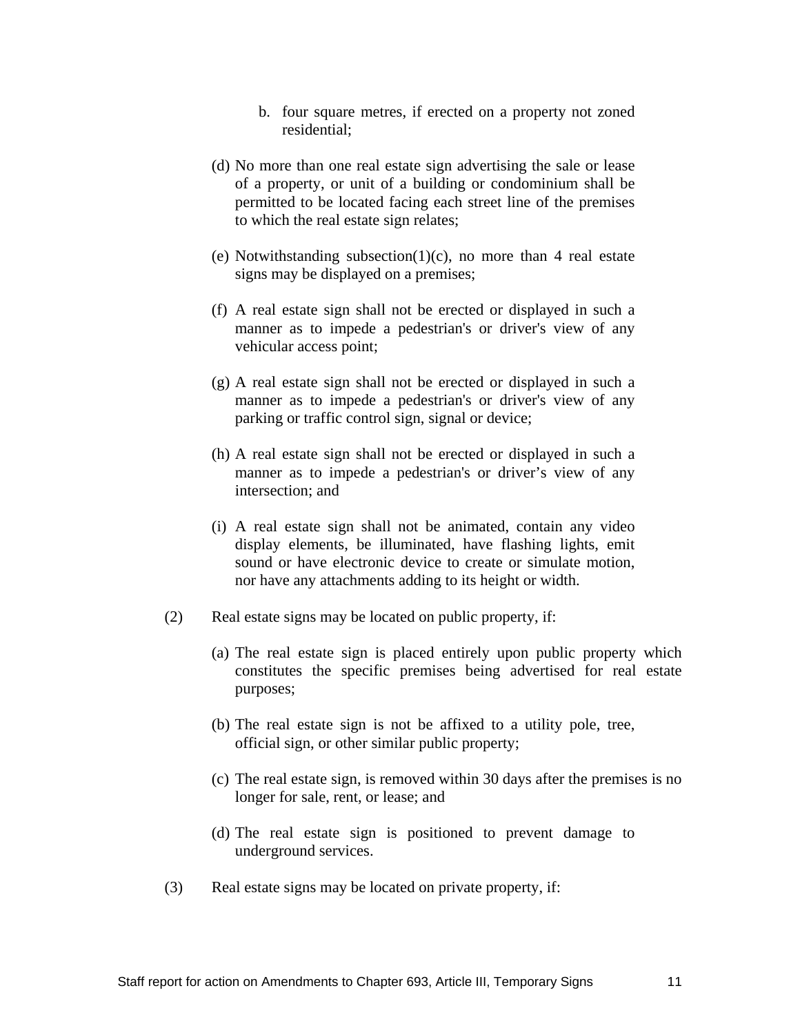b. four square metres, if erected on a property not zoned residential;

(d) No more than one real estate sign advertising the sale or lease of a property, or unit of a building or condominium shall be permitted to be located facing each street line of the premises to which the real estate sign relates;

(e) Notwithstanding subsection(1)(c), no more than 4 real estate signs may be displayed on a premises;

(f) A real estate sign shall not be erected or displayed in such a manner as to impede a pedestrian's or driver's view of any vehicular access point;

(g) A real estate sign shall not be erected or displayed in such a manner as to impede a pedestrian's or driver's view of any parking or traffic control sign, signal or device;

(h) A real estate sign shall not be erected or displayed in such a manner as to impede a pedestrian's or driver's view of any intersection; and

(i) A real estate sign shall not be animated, contain any video display elements, be illuminated, have flashing lights, emit sound or have electronic device to create or simulate motion, nor have any attachments adding to its height or width.

(2) Real estate signs may be located on public property, if:

(a) The real estate sign is placed entirely upon public property which constitutes the specific premises being advertised for real estate purposes;

(b) The real estate sign is not be affixed to a utility pole, tree, official sign, or other similar public property;

(c) The real estate sign, is removed within 30 days after the premises is no longer for sale, rent, or lease; and

(d) The real estate sign is positioned to prevent damage to underground services.

(3) Real estate signs may be located on private property, if: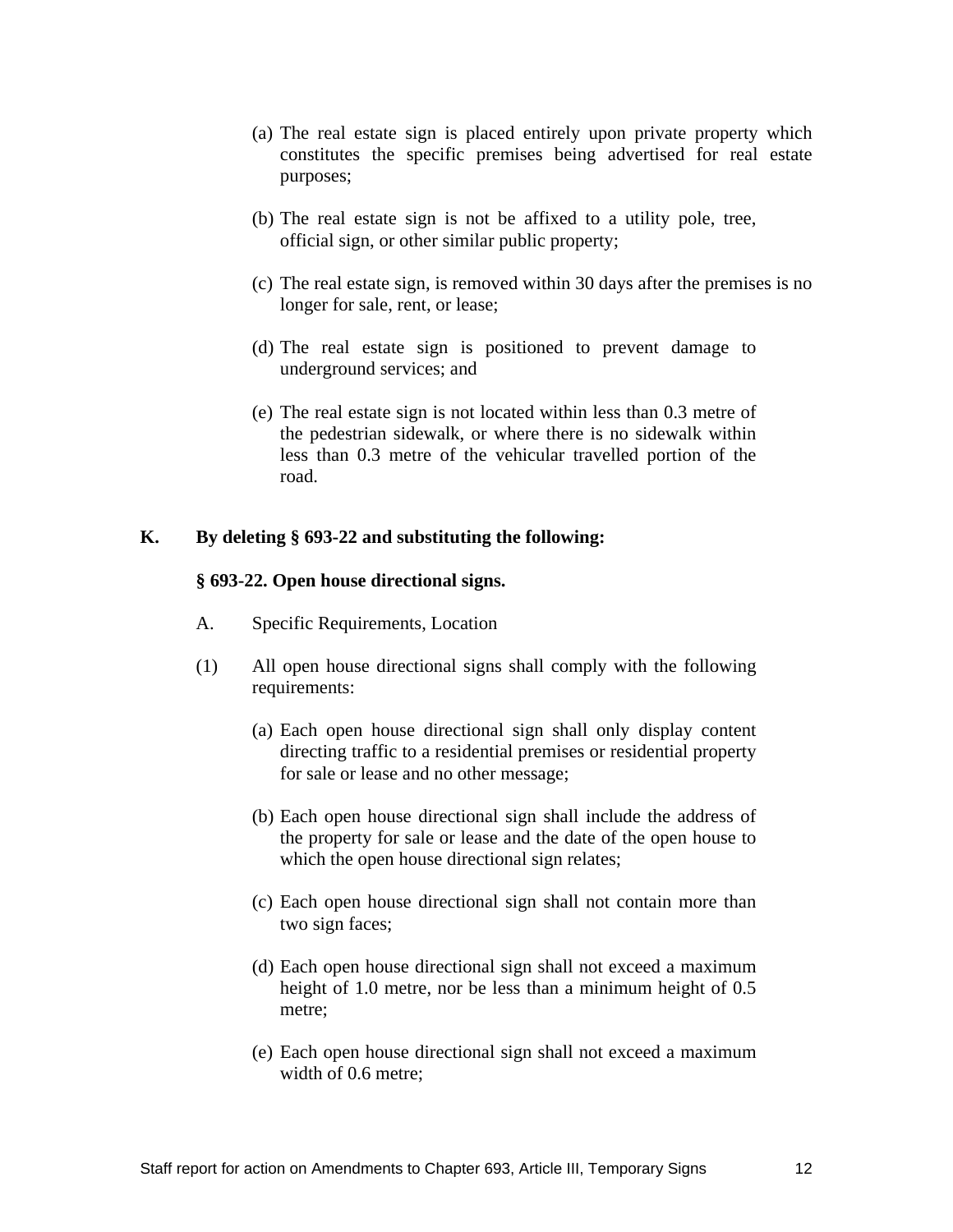(a) The real estate sign is placed entirely upon private property which constitutes the specific premises being advertised for real estate purposes;

(b) The real estate sign is not be affixed to a utility pole, tree, official sign, or other similar public property;

(c) The real estate sign, is removed within 30 days after the premises is no longer for sale, rent, or lease;

(d) The real estate sign is positioned to prevent damage to underground services; and

(e) The real estate sign is not located within less than 0.3 metre of the pedestrian sidewalk, or where there is no sidewalk within less than 0.3 metre of the vehicular travelled portion of the road.

**K. By deleting § 693-22 and substituting the following:**

**§ 693-22. Open house directional signs.**

A. Specific Requirements, Location

(1) All open house directional signs shall comply with the following requirements:

(a) Each open house directional sign shall only display content directing traffic to a residential premises or residential property for sale or lease and no other message;

(b) Each open house directional sign shall include the address of the property for sale or lease and the date of the open house to which the open house directional sign relates;

(c) Each open house directional sign shall not contain more than two sign faces;

(d) Each open house directional sign shall not exceed a maximum height of 1.0 metre, nor be less than a minimum height of 0.5 metre;

(e) Each open house directional sign shall not exceed a maximum width of 0.6 metre;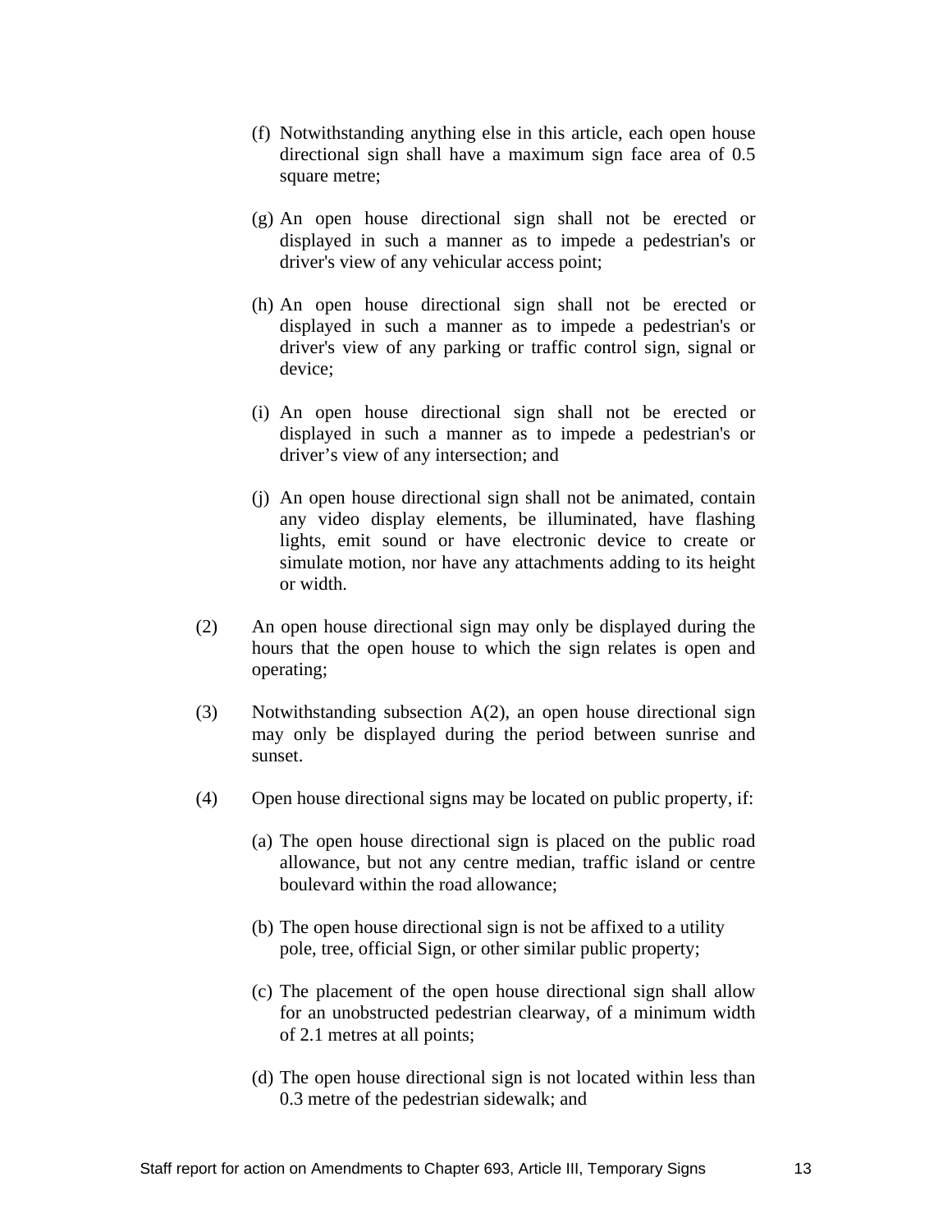(f) Notwithstanding anything else in this article, each open house directional sign shall have a maximum sign face area of 0.5 square metre;

(g) An open house directional sign shall not be erected or displayed in such a manner as to impede a pedestrian's or driver's view of any vehicular access point;

(h) An open house directional sign shall not be erected or displayed in such a manner as to impede a pedestrian's or driver's view of any parking or traffic control sign, signal or device;

(i) An open house directional sign shall not be erected or displayed in such a manner as to impede a pedestrian's or driver’s view of any intersection; and

(j) An open house directional sign shall not be animated, contain any video display elements, be illuminated, have flashing lights, emit sound or have electronic device to create or simulate motion, nor have any attachments adding to its height or width.

(2) An open house directional sign may only be displayed during the hours that the open house to which the sign relates is open and operating;

(3) Notwithstanding subsection A(2), an open house directional sign may only be displayed during the period between sunrise and sunset.

(4) Open house directional signs may be located on public property, if:

(a) The open house directional sign is placed on the public road allowance, but not any centre median, traffic island or centre boulevard within the road allowance;

(b) The open house directional sign is not be affixed to a utility pole, tree, official Sign, or other similar public property;

(c) The placement of the open house directional sign shall allow for an unobstructed pedestrian clearway, of a minimum width of 2.1 metres at all points;

(d) The open house directional sign is not located within less than 0.3 metre of the pedestrian sidewalk; and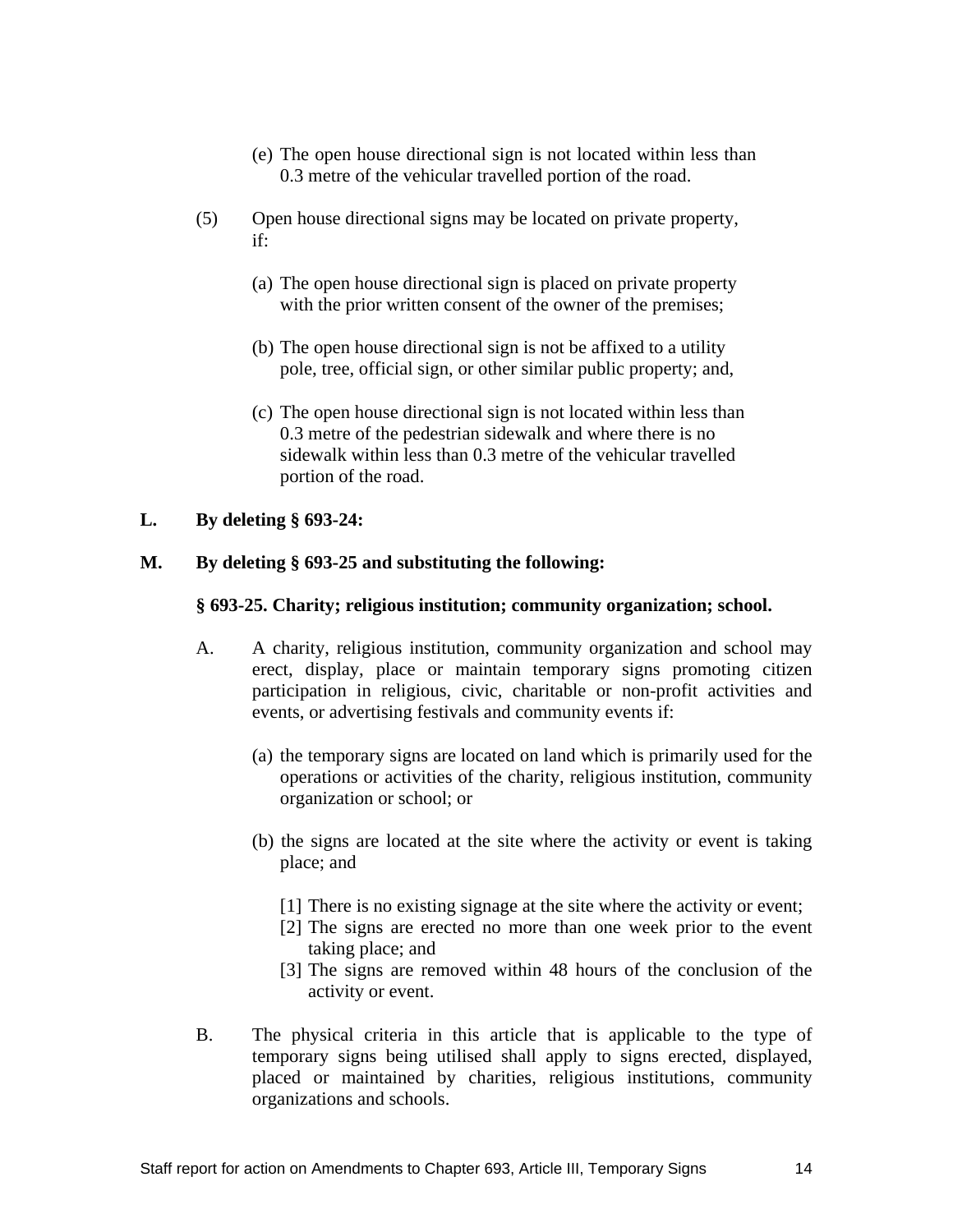(e) The open house directional sign is not located within less than 0.3 metre of the vehicular travelled portion of the road.

(5) Open house directional signs may be located on private property, if:

(a) The open house directional sign is placed on private property with the prior written consent of the owner of the premises;

(b) The open house directional sign is not be affixed to a utility pole, tree, official sign, or other similar public property; and,

(c) The open house directional sign is not located within less than 0.3 metre of the pedestrian sidewalk and where there is no sidewalk within less than 0.3 metre of the vehicular travelled portion of the road.

**L. By deleting § 693-24:**

**M. By deleting § 693-25 and substituting the following:**

**§ 693-25. Charity; religious institution; community organization; school.**

A. A charity, religious institution, community organization and school may erect, display, place or maintain temporary signs promoting citizen participation in religious, civic, charitable or non-profit activities and events, or advertising festivals and community events if:

(a) the temporary signs are located on land which is primarily used for the operations or activities of the charity, religious institution, community organization or school; or

(b) the signs are located at the site where the activity or event is taking place; and

[1] There is no existing signage at the site where the activity or event;
[2] The signs are erected no more than one week prior to the event taking place; and
[3] The signs are removed within 48 hours of the conclusion of the activity or event.

B. The physical criteria in this article that is applicable to the type of temporary signs being utilised shall apply to signs erected, displayed, placed or maintained by charities, religious institutions, community organizations and schools.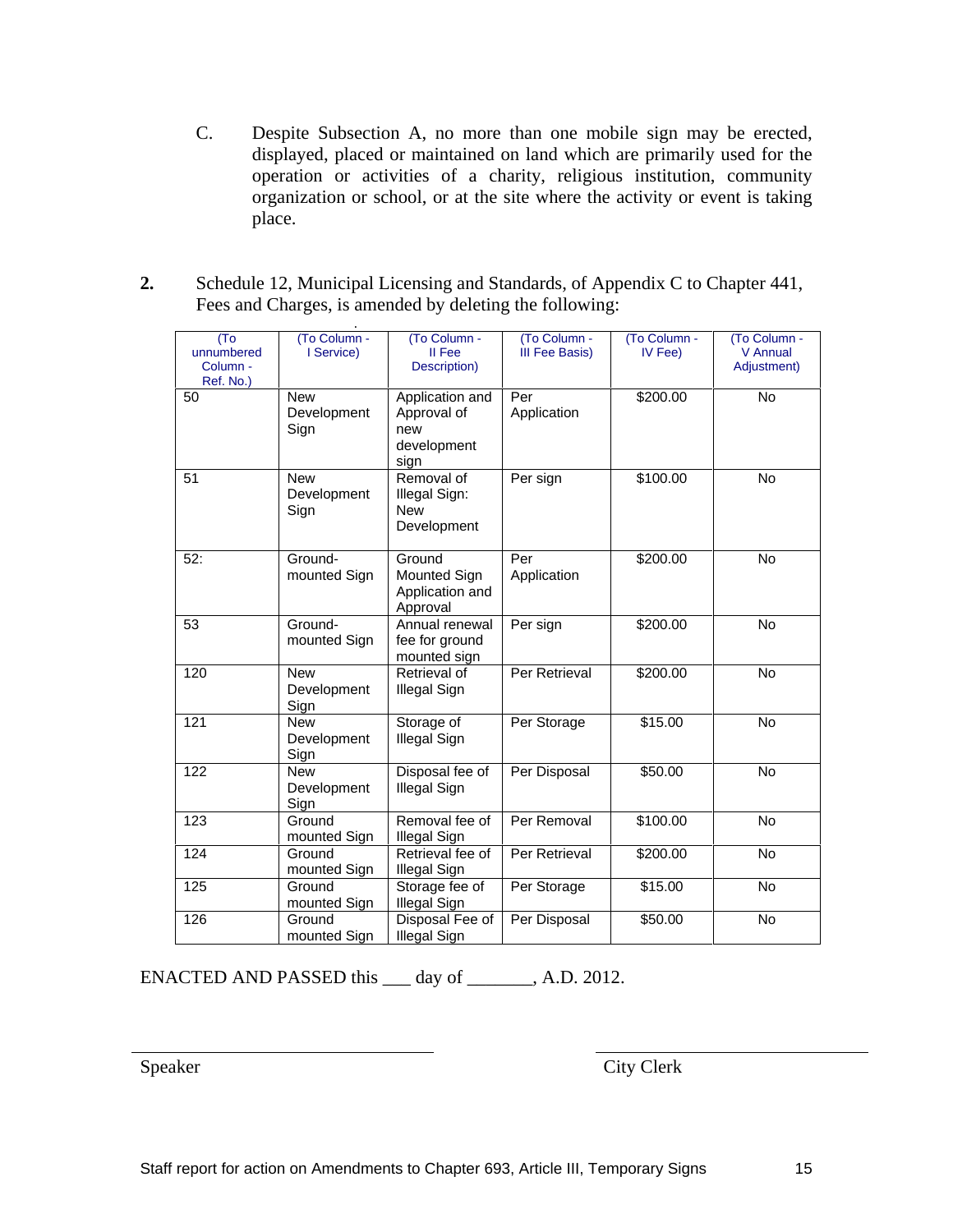C. Despite Subsection A, no more than one mobile sign may be erected, displayed, placed or maintained on land which are primarily used for the operation or activities of a charity, religious institution, community organization or school, or at the site where the activity or event is taking place.

**2.** Schedule 12, Municipal Licensing and Standards, of Appendix C to Chapter 441, Fees and Charges, is amended by deleting the following:

| (To unnumbered Column - Ref. No.) | (To Column - I Service) | (To Column - II Fee Description) | (To Column - III Fee Basis) | (To Column - IV Fee) | (To Column - V Annual Adjustment) |
|---|---|---|---|---|---|
| 50 | New Development Sign | Application and Approval of new development sign | Per Application | $200.00 | No |
| 51 | New Development Sign | Removal of Illegal Sign: New Development | Per sign | $100.00 | No |
| 52: | Ground-mounted Sign | Ground Mounted Sign Application and Approval | Per Application | $200.00 | No |
| 53 | Ground-mounted Sign | Annual renewal fee for ground mounted sign | Per sign | $200.00 | No |
| 120 | New Development Sign | Retrieval of Illegal Sign | Per Retrieval | $200.00 | No |
| 121 | New Development Sign | Storage of Illegal Sign | Per Storage | $15.00 | No |
| 122 | New Development Sign | Disposal fee of Illegal Sign | Per Disposal | $50.00 | No |
| 123 | Ground mounted Sign | Removal fee of Illegal Sign | Per Removal | $100.00 | No |
| 124 | Ground mounted Sign | Retrieval fee of Illegal Sign | Per Retrieval | $200.00 | No |
| 125 | Ground mounted Sign | Storage fee of Illegal Sign | Per Storage | $15.00 | No |
| 126 | Ground mounted Sign | Disposal Fee of Illegal Sign | Per Disposal | $50.00 | No |

ENACTED AND PASSED this ___ day of _______, A.D. 2012.

Speaker

City Clerk